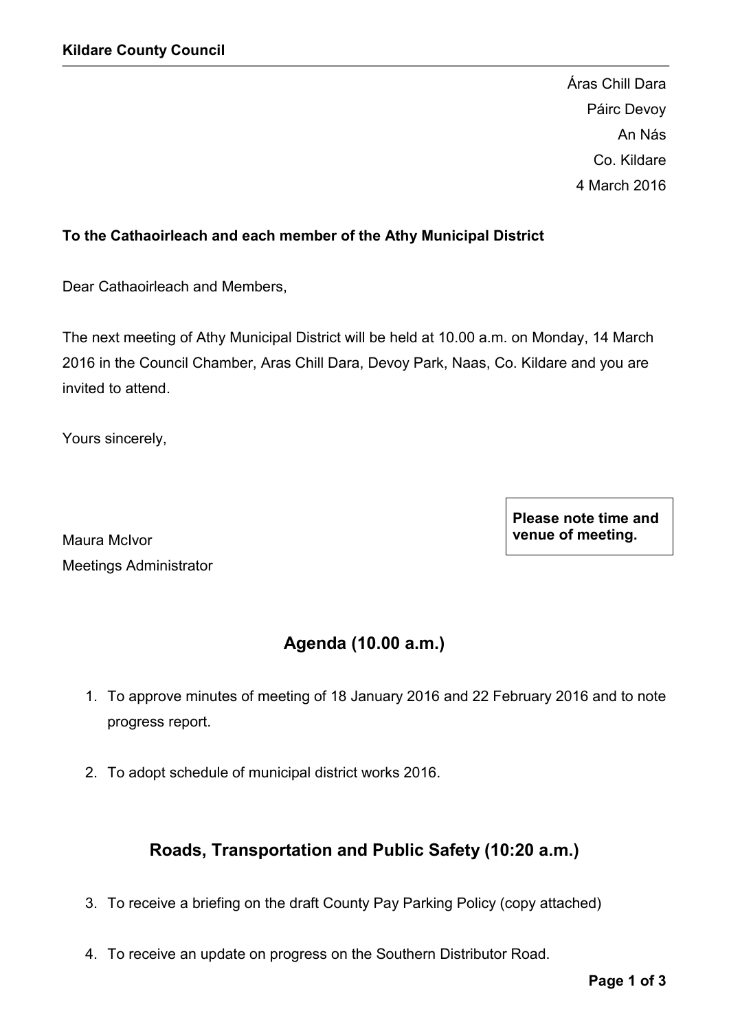**Kildare County Council**

Áras Chill Dara
Páirc Devoy
An Nás
Co. Kildare
4 March 2016

**To the Cathaoirleach and each member of the Athy Municipal District**

Dear Cathaoirleach and Members,

The next meeting of Athy Municipal District will be held at 10.00 a.m. on Monday, 14 March 2016 in the Council Chamber, Aras Chill Dara, Devoy Park, Naas, Co. Kildare and you are invited to attend.

Yours sincerely,

Maura McIvor
Meetings Administrator

**Please note time and venue of meeting.**

## Agenda (10.00 a.m.)

1. To approve minutes of meeting of 18 January 2016 and 22 February 2016 and to note progress report.
2. To adopt schedule of municipal district works 2016.

## Roads, Transportation and Public Safety (10:20 a.m.)

3. To receive a briefing on the draft County Pay Parking Policy (copy attached)
4. To receive an update on progress on the Southern Distributor Road.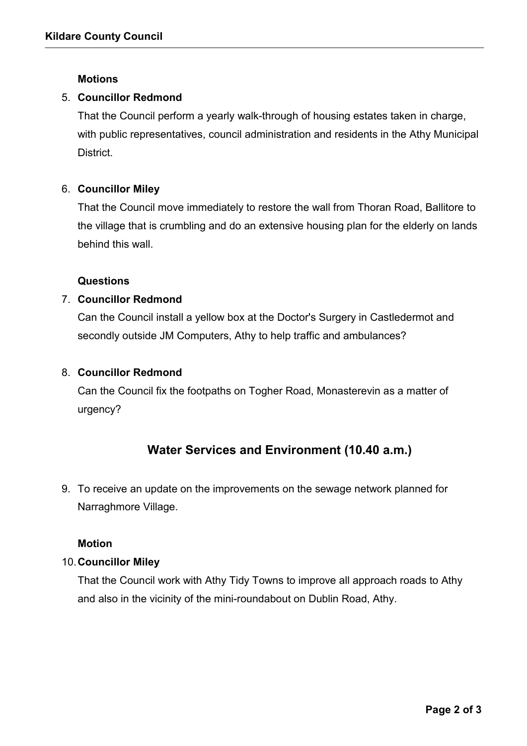**Motions**

5. **Councillor Redmond**

   That the Council perform a yearly walk-through of housing estates taken in charge, with public representatives, council administration and residents in the Athy Municipal District.

6. **Councillor Miley**

   That the Council move immediately to restore the wall from Thoran Road, Ballitore to the village that is crumbling and do an extensive housing plan for the elderly on lands behind this wall.

**Questions**

7. **Councillor Redmond**

   Can the Council install a yellow box at the Doctor's Surgery in Castledermot and secondly outside JM Computers, Athy to help traffic and ambulances?

8. **Councillor Redmond**

   Can the Council fix the footpaths on Togher Road, Monasterevin as a matter of urgency?

## Water Services and Environment (10.40 a.m.)

9. To receive an update on the improvements on the sewage network planned for Narraghmore Village.

**Motion**

10. **Councillor Miley**

    That the Council work with Athy Tidy Towns to improve all approach roads to Athy and also in the vicinity of the mini-roundabout on Dublin Road, Athy.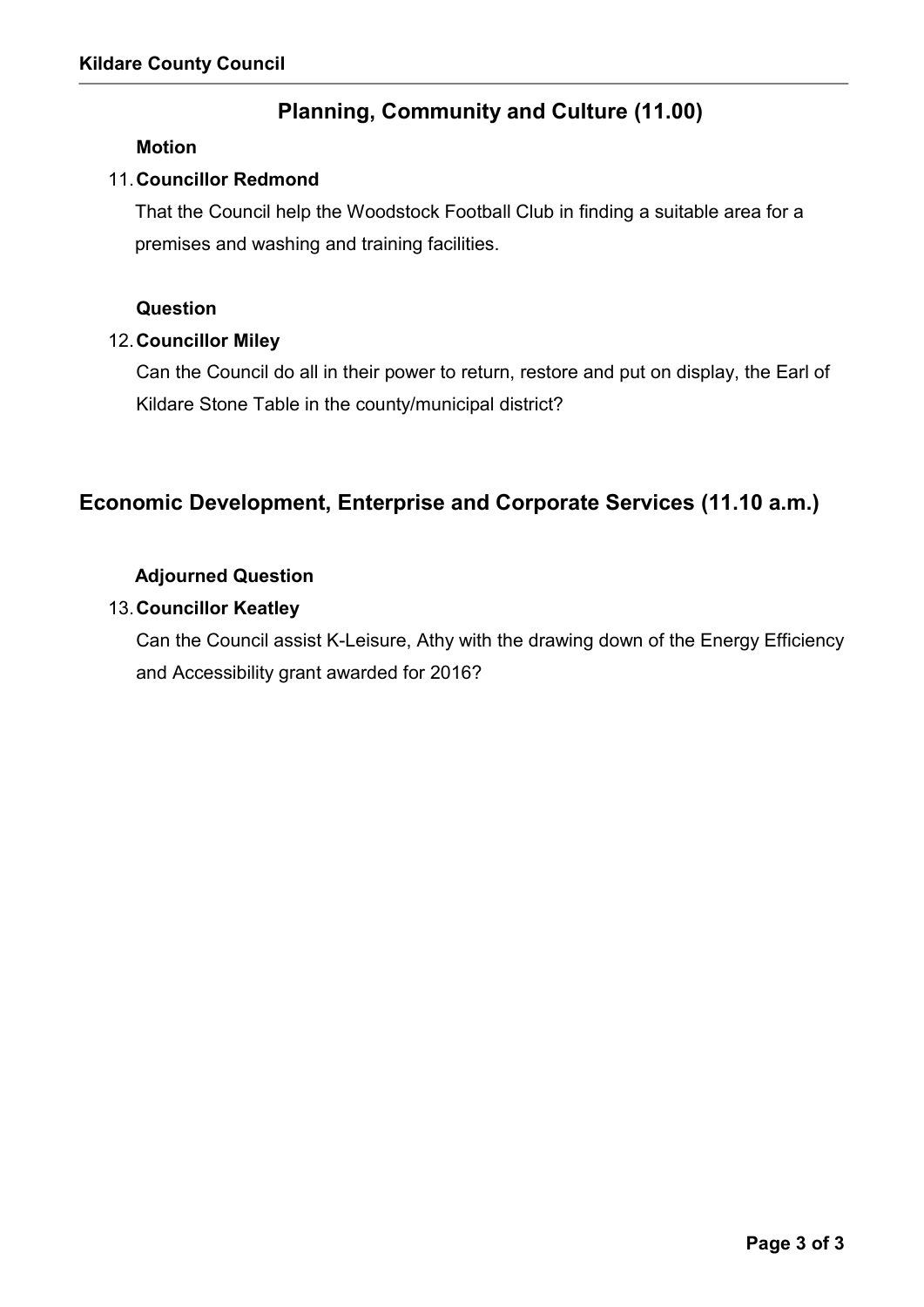## Planning, Community and Culture (11.00)

**Motion**

11. **Councillor Redmond**

That the Council help the Woodstock Football Club in finding a suitable area for a premises and washing and training facilities.

**Question**

12. **Councillor Miley**

Can the Council do all in their power to return, restore and put on display, the Earl of Kildare Stone Table in the county/municipal district?

## Economic Development, Enterprise and Corporate Services (11.10 a.m.)

**Adjourned Question**

13. **Councillor Keatley**

Can the Council assist K-Leisure, Athy with the drawing down of the Energy Efficiency and Accessibility grant awarded for 2016?